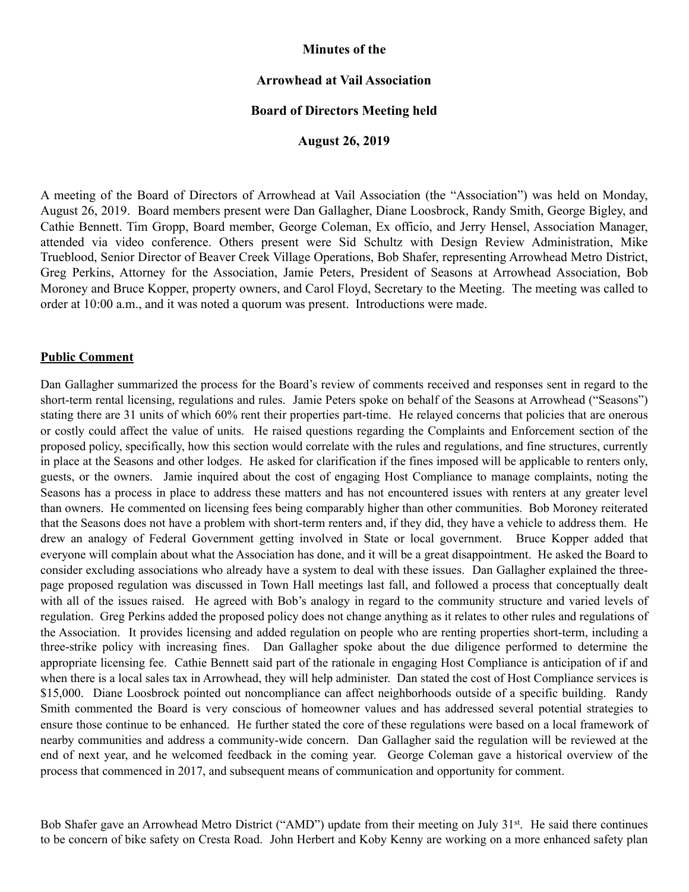**Minutes of the**

**Arrowhead at Vail Association**

**Board of Directors Meeting held**

**August 26, 2019**

A meeting of the Board of Directors of Arrowhead at Vail Association (the "Association") was held on Monday, August 26, 2019. Board members present were Dan Gallagher, Diane Loosbrock, Randy Smith, George Bigley, and Cathie Bennett. Tim Gropp, Board member, George Coleman, Ex officio, and Jerry Hensel, Association Manager, attended via video conference. Others present were Sid Schultz with Design Review Administration, Mike Trueblood, Senior Director of Beaver Creek Village Operations, Bob Shafer, representing Arrowhead Metro District, Greg Perkins, Attorney for the Association, Jamie Peters, President of Seasons at Arrowhead Association, Bob Moroney and Bruce Kopper, property owners, and Carol Floyd, Secretary to the Meeting. The meeting was called to order at 10:00 a.m., and it was noted a quorum was present. Introductions were made.

**Public Comment**

Dan Gallagher summarized the process for the Board's review of comments received and responses sent in regard to the short-term rental licensing, regulations and rules. Jamie Peters spoke on behalf of the Seasons at Arrowhead ("Seasons") stating there are 31 units of which 60% rent their properties part-time. He relayed concerns that policies that are onerous or costly could affect the value of units. He raised questions regarding the Complaints and Enforcement section of the proposed policy, specifically, how this section would correlate with the rules and regulations, and fine structures, currently in place at the Seasons and other lodges. He asked for clarification if the fines imposed will be applicable to renters only, guests, or the owners. Jamie inquired about the cost of engaging Host Compliance to manage complaints, noting the Seasons has a process in place to address these matters and has not encountered issues with renters at any greater level than owners. He commented on licensing fees being comparably higher than other communities. Bob Moroney reiterated that the Seasons does not have a problem with short-term renters and, if they did, they have a vehicle to address them. He drew an analogy of Federal Government getting involved in State or local government. Bruce Kopper added that everyone will complain about what the Association has done, and it will be a great disappointment. He asked the Board to consider excluding associations who already have a system to deal with these issues. Dan Gallagher explained the three-page proposed regulation was discussed in Town Hall meetings last fall, and followed a process that conceptually dealt with all of the issues raised. He agreed with Bob's analogy in regard to the community structure and varied levels of regulation. Greg Perkins added the proposed policy does not change anything as it relates to other rules and regulations of the Association. It provides licensing and added regulation on people who are renting properties short-term, including a three-strike policy with increasing fines. Dan Gallagher spoke about the due diligence performed to determine the appropriate licensing fee. Cathie Bennett said part of the rationale in engaging Host Compliance is anticipation of if and when there is a local sales tax in Arrowhead, they will help administer. Dan stated the cost of Host Compliance services is $15,000. Diane Loosbrock pointed out noncompliance can affect neighborhoods outside of a specific building. Randy Smith commented the Board is very conscious of homeowner values and has addressed several potential strategies to ensure those continue to be enhanced. He further stated the core of these regulations were based on a local framework of nearby communities and address a community-wide concern. Dan Gallagher said the regulation will be reviewed at the end of next year, and he welcomed feedback in the coming year. George Coleman gave a historical overview of the process that commenced in 2017, and subsequent means of communication and opportunity for comment.

Bob Shafer gave an Arrowhead Metro District ("AMD") update from their meeting on July 31st. He said there continues to be concern of bike safety on Cresta Road. John Herbert and Koby Kenny are working on a more enhanced safety plan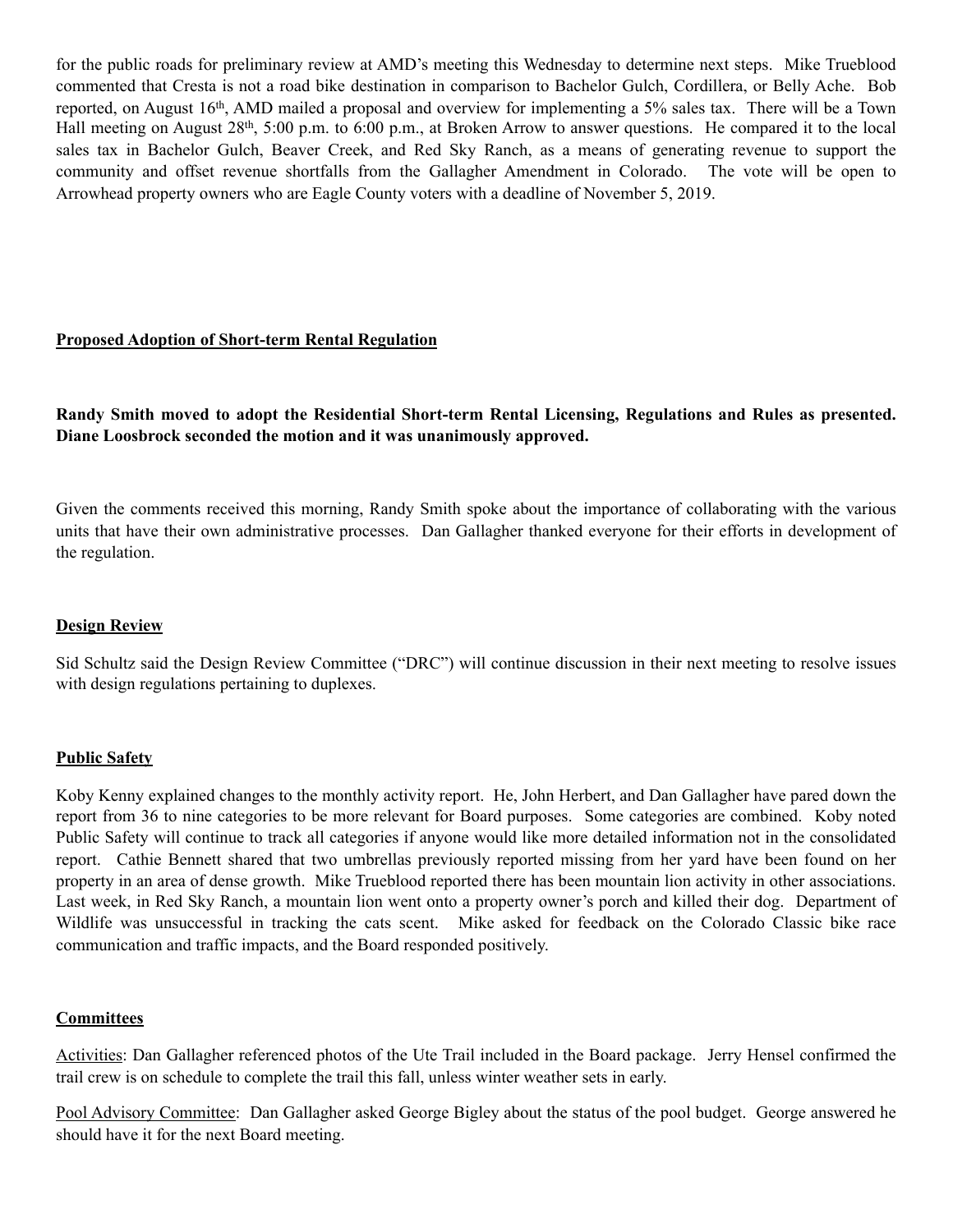for the public roads for preliminary review at AMD's meeting this Wednesday to determine next steps. Mike Trueblood commented that Cresta is not a road bike destination in comparison to Bachelor Gulch, Cordillera, or Belly Ache. Bob reported, on August 16th, AMD mailed a proposal and overview for implementing a 5% sales tax. There will be a Town Hall meeting on August 28th, 5:00 p.m. to 6:00 p.m., at Broken Arrow to answer questions. He compared it to the local sales tax in Bachelor Gulch, Beaver Creek, and Red Sky Ranch, as a means of generating revenue to support the community and offset revenue shortfalls from the Gallagher Amendment in Colorado. The vote will be open to Arrowhead property owners who are Eagle County voters with a deadline of November 5, 2019.

**Proposed Adoption of Short-term Rental Regulation**

**Randy Smith moved to adopt the Residential Short-term Rental Licensing, Regulations and Rules as presented. Diane Loosbrock seconded the motion and it was unanimously approved.**

Given the comments received this morning, Randy Smith spoke about the importance of collaborating with the various units that have their own administrative processes. Dan Gallagher thanked everyone for their efforts in development of the regulation.

**Design Review**

Sid Schultz said the Design Review Committee ("DRC") will continue discussion in their next meeting to resolve issues with design regulations pertaining to duplexes.

**Public Safety**

Koby Kenny explained changes to the monthly activity report. He, John Herbert, and Dan Gallagher have pared down the report from 36 to nine categories to be more relevant for Board purposes. Some categories are combined. Koby noted Public Safety will continue to track all categories if anyone would like more detailed information not in the consolidated report. Cathie Bennett shared that two umbrellas previously reported missing from her yard have been found on her property in an area of dense growth. Mike Trueblood reported there has been mountain lion activity in other associations. Last week, in Red Sky Ranch, a mountain lion went onto a property owner's porch and killed their dog. Department of Wildlife was unsuccessful in tracking the cats scent. Mike asked for feedback on the Colorado Classic bike race communication and traffic impacts, and the Board responded positively.

**Committees**

Activities: Dan Gallagher referenced photos of the Ute Trail included in the Board package. Jerry Hensel confirmed the trail crew is on schedule to complete the trail this fall, unless winter weather sets in early.

Pool Advisory Committee: Dan Gallagher asked George Bigley about the status of the pool budget. George answered he should have it for the next Board meeting.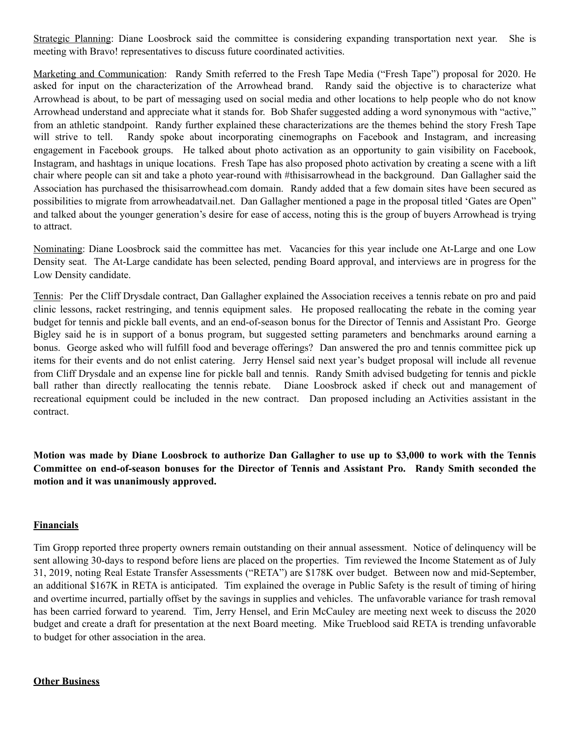Strategic Planning: Diane Loosbrock said the committee is considering expanding transportation next year. She is meeting with Bravo! representatives to discuss future coordinated activities.

Marketing and Communication: Randy Smith referred to the Fresh Tape Media ("Fresh Tape") proposal for 2020. He asked for input on the characterization of the Arrowhead brand. Randy said the objective is to characterize what Arrowhead is about, to be part of messaging used on social media and other locations to help people who do not know Arrowhead understand and appreciate what it stands for. Bob Shafer suggested adding a word synonymous with "active," from an athletic standpoint. Randy further explained these characterizations are the themes behind the story Fresh Tape will strive to tell. Randy spoke about incorporating cinemographs on Facebook and Instagram, and increasing engagement in Facebook groups. He talked about photo activation as an opportunity to gain visibility on Facebook, Instagram, and hashtags in unique locations. Fresh Tape has also proposed photo activation by creating a scene with a lift chair where people can sit and take a photo year-round with #thisisarrowhead in the background. Dan Gallagher said the Association has purchased the thisisarrowhead.com domain. Randy added that a few domain sites have been secured as possibilities to migrate from arrowheadatvail.net. Dan Gallagher mentioned a page in the proposal titled 'Gates are Open" and talked about the younger generation's desire for ease of access, noting this is the group of buyers Arrowhead is trying to attract.

Nominating: Diane Loosbrock said the committee has met. Vacancies for this year include one At-Large and one Low Density seat. The At-Large candidate has been selected, pending Board approval, and interviews are in progress for the Low Density candidate.

Tennis: Per the Cliff Drysdale contract, Dan Gallagher explained the Association receives a tennis rebate on pro and paid clinic lessons, racket restringing, and tennis equipment sales. He proposed reallocating the rebate in the coming year budget for tennis and pickle ball events, and an end-of-season bonus for the Director of Tennis and Assistant Pro. George Bigley said he is in support of a bonus program, but suggested setting parameters and benchmarks around earning a bonus. George asked who will fulfill food and beverage offerings? Dan answered the pro and tennis committee pick up items for their events and do not enlist catering. Jerry Hensel said next year's budget proposal will include all revenue from Cliff Drysdale and an expense line for pickle ball and tennis. Randy Smith advised budgeting for tennis and pickle ball rather than directly reallocating the tennis rebate. Diane Loosbrock asked if check out and management of recreational equipment could be included in the new contract. Dan proposed including an Activities assistant in the contract.

**Motion was made by Diane Loosbrock to authorize Dan Gallagher to use up to $3,000 to work with the Tennis Committee on end-of-season bonuses for the Director of Tennis and Assistant Pro. Randy Smith seconded the motion and it was unanimously approved.**

## Financials

Tim Gropp reported three property owners remain outstanding on their annual assessment. Notice of delinquency will be sent allowing 30-days to respond before liens are placed on the properties. Tim reviewed the Income Statement as of July 31, 2019, noting Real Estate Transfer Assessments ("RETA") are $178K over budget. Between now and mid-September, an additional $167K in RETA is anticipated. Tim explained the overage in Public Safety is the result of timing of hiring and overtime incurred, partially offset by the savings in supplies and vehicles. The unfavorable variance for trash removal has been carried forward to yearend. Tim, Jerry Hensel, and Erin McCauley are meeting next week to discuss the 2020 budget and create a draft for presentation at the next Board meeting. Mike Trueblood said RETA is trending unfavorable to budget for other association in the area.

## Other Business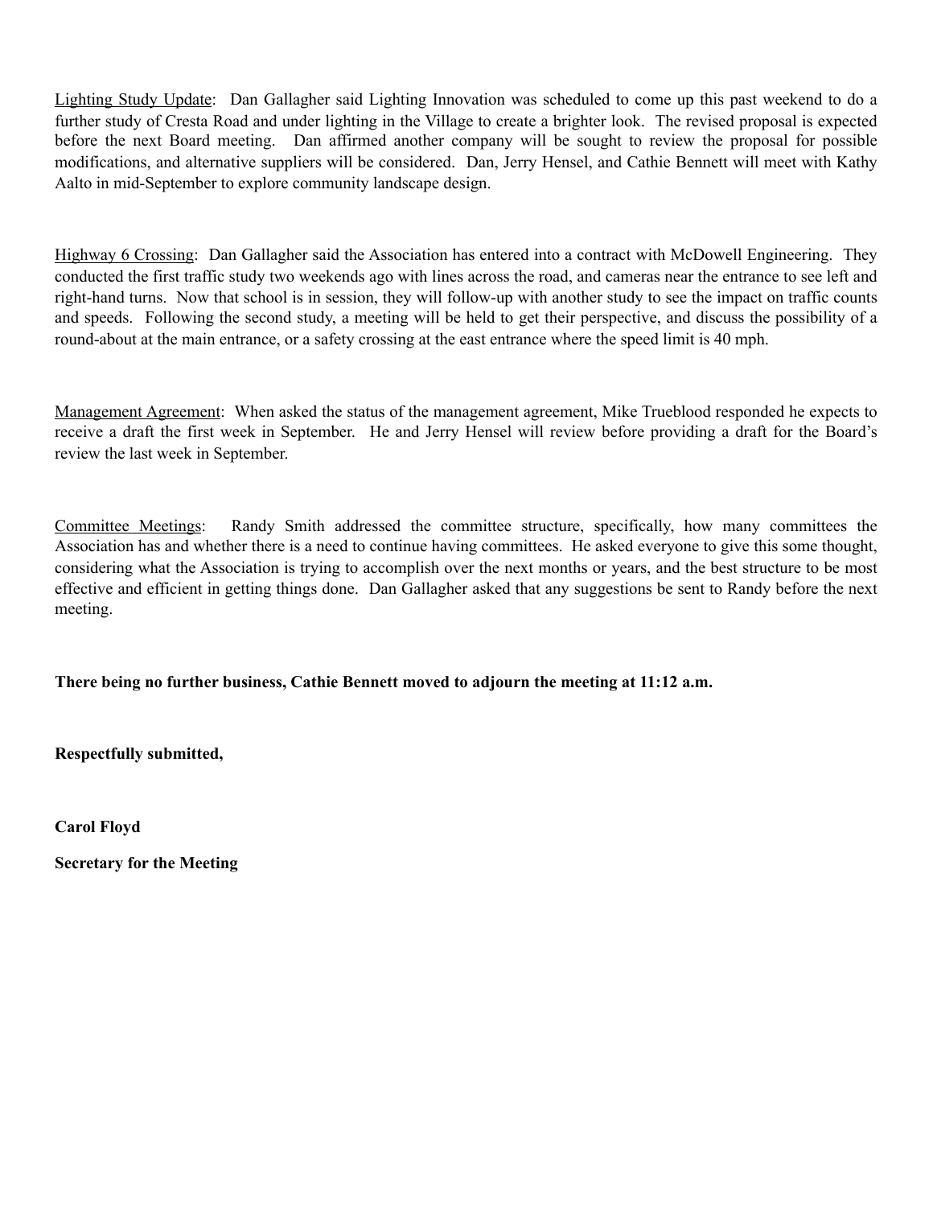Lighting Study Update: Dan Gallagher said Lighting Innovation was scheduled to come up this past weekend to do a further study of Cresta Road and under lighting in the Village to create a brighter look. The revised proposal is expected before the next Board meeting. Dan affirmed another company will be sought to review the proposal for possible modifications, and alternative suppliers will be considered. Dan, Jerry Hensel, and Cathie Bennett will meet with Kathy Aalto in mid-September to explore community landscape design.

Highway 6 Crossing: Dan Gallagher said the Association has entered into a contract with McDowell Engineering. They conducted the first traffic study two weekends ago with lines across the road, and cameras near the entrance to see left and right-hand turns. Now that school is in session, they will follow-up with another study to see the impact on traffic counts and speeds. Following the second study, a meeting will be held to get their perspective, and discuss the possibility of a round-about at the main entrance, or a safety crossing at the east entrance where the speed limit is 40 mph.

Management Agreement: When asked the status of the management agreement, Mike Trueblood responded he expects to receive a draft the first week in September. He and Jerry Hensel will review before providing a draft for the Board's review the last week in September.

Committee Meetings: Randy Smith addressed the committee structure, specifically, how many committees the Association has and whether there is a need to continue having committees. He asked everyone to give this some thought, considering what the Association is trying to accomplish over the next months or years, and the best structure to be most effective and efficient in getting things done. Dan Gallagher asked that any suggestions be sent to Randy before the next meeting.

**There being no further business, Cathie Bennett moved to adjourn the meeting at 11:12 a.m.**

**Respectfully submitted,**

**Carol Floyd**

**Secretary for the Meeting**